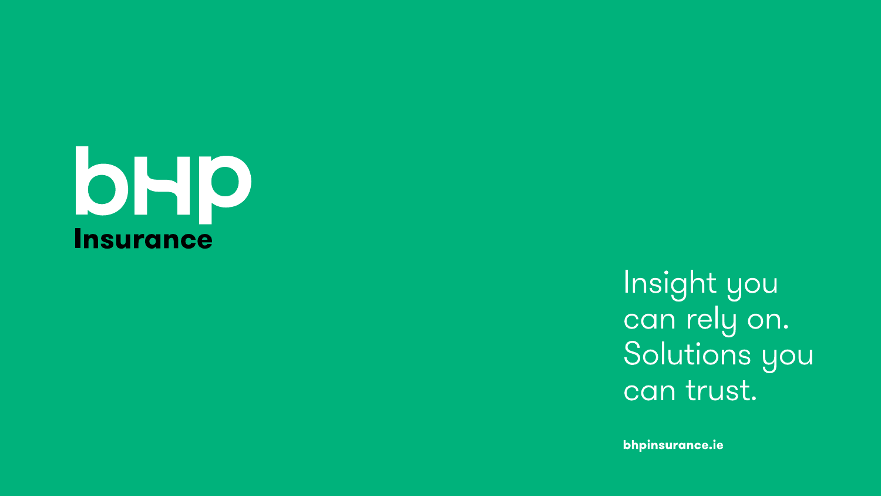# bhp Insurance

Insight you can rely on. Solutions you can trust.

**bhpinsurance.ie**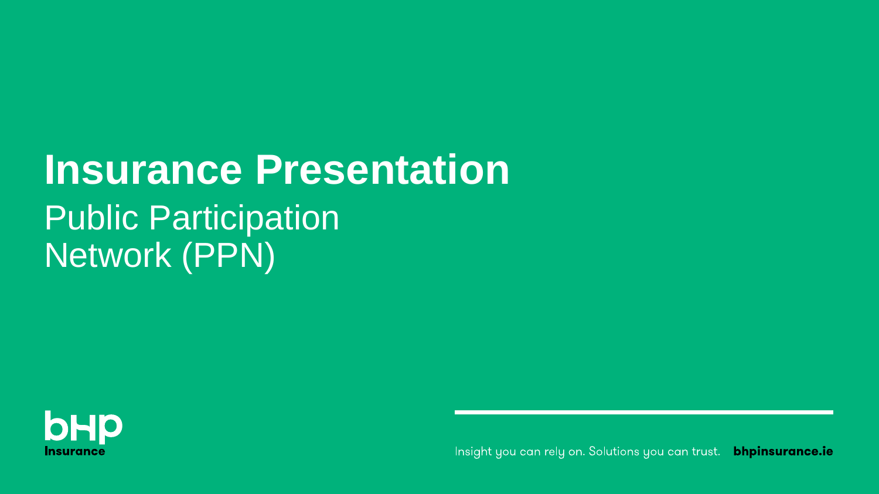# Insurance Presentation

## Public Participation Network (PPN)

bHP Insurance

Insight you can rely on. Solutions you can trust. **bhpinsurance.ie**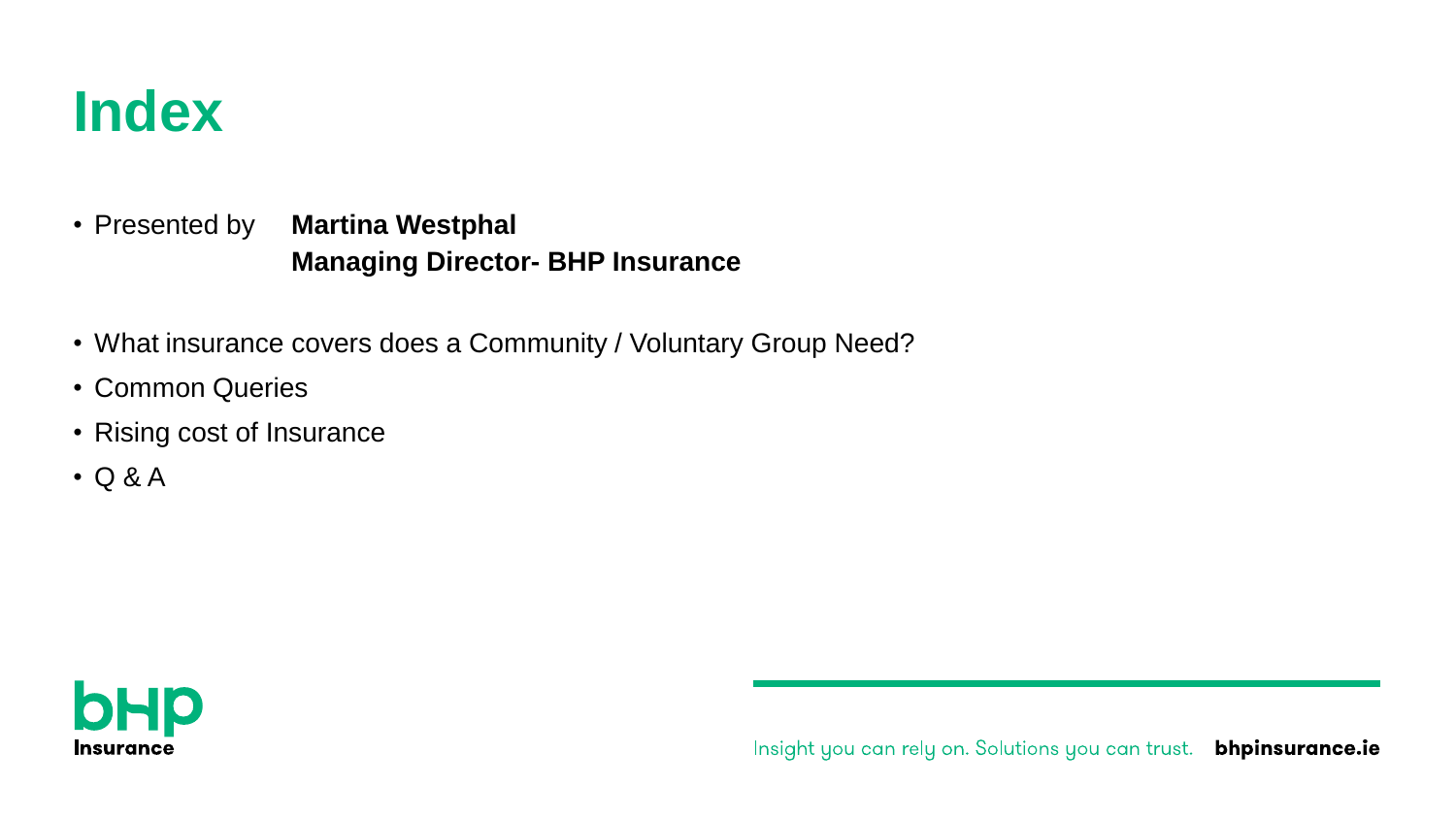# Index

- Presented by **Martina Westphal**
  **Managing Director- BHP Insurance**

- What insurance covers does a Community / Voluntary Group Need?
- Common Queries
- Rising cost of Insurance
- Q & A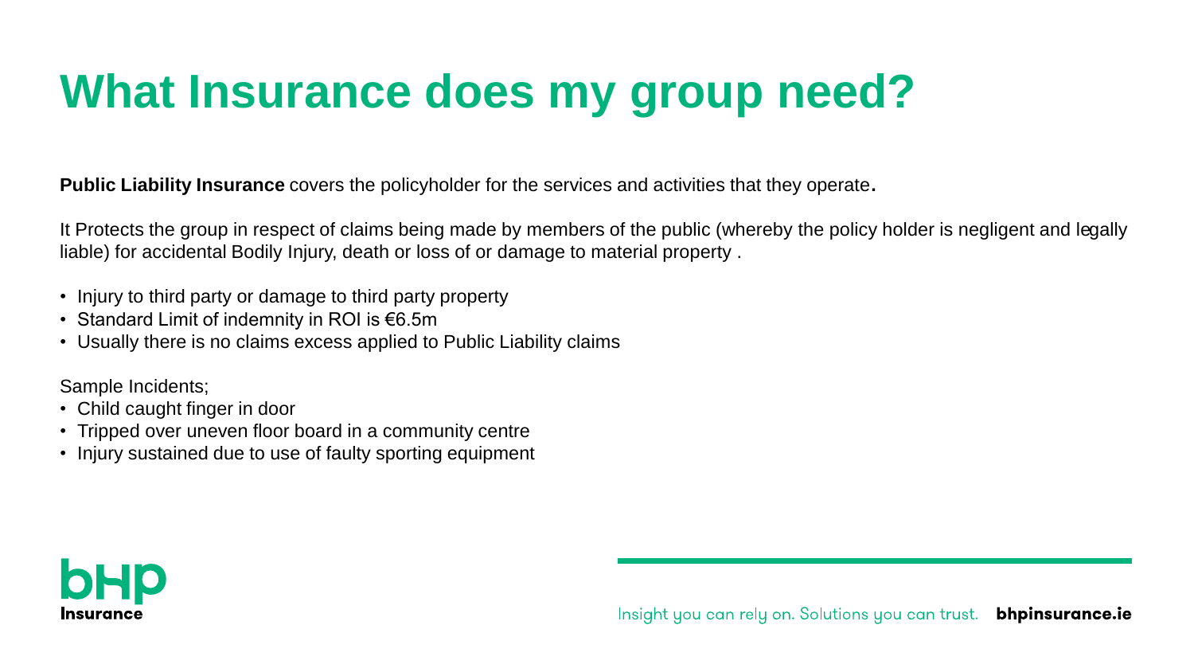# What Insurance does my group need?

**Public Liability Insurance** covers the policyholder for the services and activities that they operate.

It Protects the group in respect of claims being made by members of the public (whereby the policy holder is negligent and legally liable) for accidental Bodily Injury, death or loss of or damage to material property .

- Injury to third party or damage to third party property
- Standard Limit of indemnity in ROI is €6.5m
- Usually there is no claims excess applied to Public Liability claims

Sample Incidents;

- Child caught finger in door
- Tripped over uneven floor board in a community centre
- Injury sustained due to use of faulty sporting equipment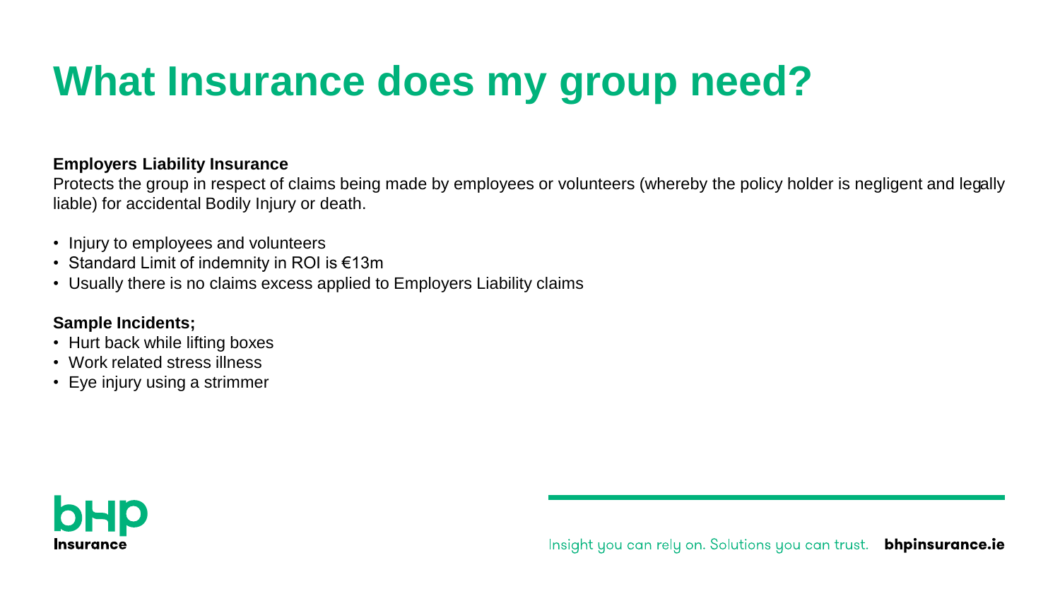# What Insurance does my group need?

**Employers Liability Insurance**

Protects the group in respect of claims being made by employees or volunteers (whereby the policy holder is negligent and legally liable) for accidental Bodily Injury or death.

- Injury to employees and volunteers
- Standard Limit of indemnity in ROI is €13m
- Usually there is no claims excess applied to Employers Liability claims

**Sample Incidents;**

- Hurt back while lifting boxes
- Work related stress illness
- Eye injury using a strimmer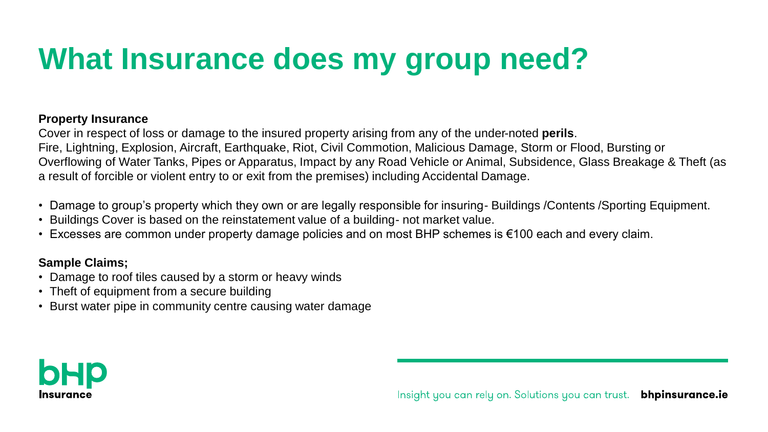# What Insurance does my group need?

**Property Insurance**

Cover in respect of loss or damage to the insured property arising from any of the under-noted **perils**.
Fire, Lightning, Explosion, Aircraft, Earthquake, Riot, Civil Commotion, Malicious Damage, Storm or Flood, Bursting or Overflowing of Water Tanks, Pipes or Apparatus, Impact by any Road Vehicle or Animal, Subsidence, Glass Breakage & Theft (as a result of forcible or violent entry to or exit from the premises) including Accidental Damage.

- Damage to group's property which they own or are legally responsible for insuring- Buildings /Contents /Sporting Equipment.
- Buildings Cover is based on the reinstatement value of a building- not market value.
- Excesses are common under property damage policies and on most BHP schemes is €100 each and every claim.

**Sample Claims;**

- Damage to roof tiles caused by a storm or heavy winds
- Theft of equipment from a secure building
- Burst water pipe in community centre causing water damage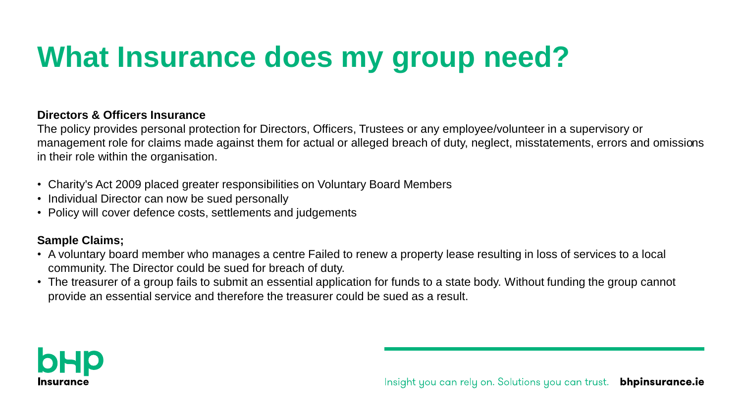# What Insurance does my group need?

**Directors & Officers Insurance**

The policy provides personal protection for Directors, Officers, Trustees or any employee/volunteer in a supervisory or management role for claims made against them for actual or alleged breach of duty, neglect, misstatements, errors and omissions in their role within the organisation.

- Charity's Act 2009 placed greater responsibilities on Voluntary Board Members
- Individual Director can now be sued personally
- Policy will cover defence costs, settlements and judgements

**Sample Claims;**

- A voluntary board member who manages a centre Failed to renew a property lease resulting in loss of services to a local community. The Director could be sued for breach of duty.
- The treasurer of a group fails to submit an essential application for funds to a state body. Without funding the group cannot provide an essential service and therefore the treasurer could be sued as a result.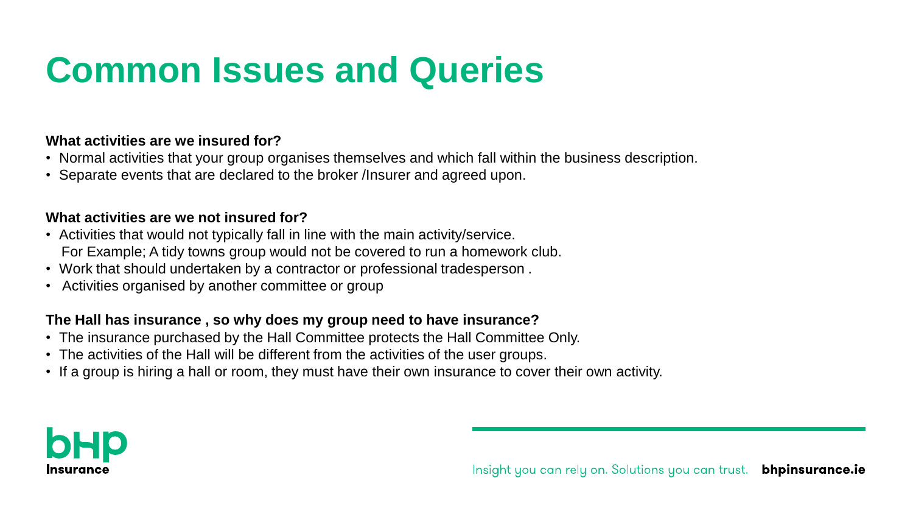# Common Issues and Queries

**What activities are we insured for?**

- Normal activities that your group organises themselves and which fall within the business description.
- Separate events that are declared to the broker /Insurer and agreed upon.

**What activities are we not insured for?**

- Activities that would not typically fall in line with the main activity/service.
  For Example; A tidy towns group would not be covered to run a homework club.
- Work that should undertaken by a contractor or professional tradesperson .
- Activities organised by another committee or group

**The Hall has insurance , so why does my group need to have insurance?**

- The insurance purchased by the Hall Committee protects the Hall Committee Only.
- The activities of the Hall will be different from the activities of the user groups.
- If a group is hiring a hall or room, they must have their own insurance to cover their own activity.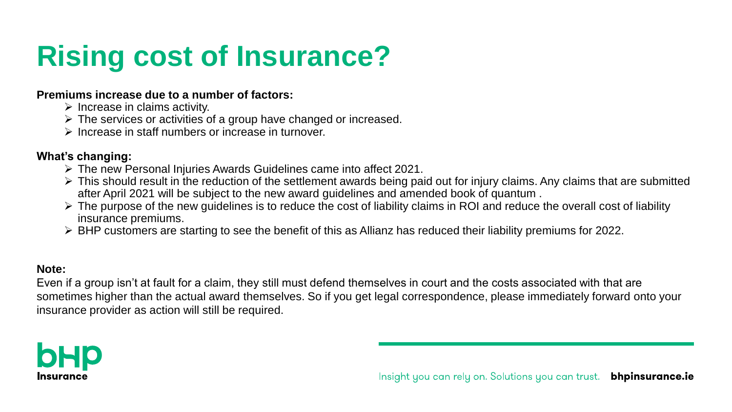# Rising cost of Insurance?

**Premiums increase due to a number of factors:**

- Increase in claims activity.
- The services or activities of a group have changed or increased.
- Increase in staff numbers or increase in turnover.

**What's changing:**

- The new Personal Injuries Awards Guidelines came into affect 2021.
- This should result in the reduction of the settlement awards being paid out for injury claims. Any claims that are submitted after April 2021 will be subject to the new award guidelines and amended book of quantum .
- The purpose of the new guidelines is to reduce the cost of liability claims in ROI and reduce the overall cost of liability insurance premiums.
- BHP customers are starting to see the benefit of this as Allianz has reduced their liability premiums for 2022.

**Note:**

Even if a group isn't at fault for a claim, they still must defend themselves in court and the costs associated with that are sometimes higher than the actual award themselves. So if you get legal correspondence, please immediately forward onto your insurance provider as action will still be required.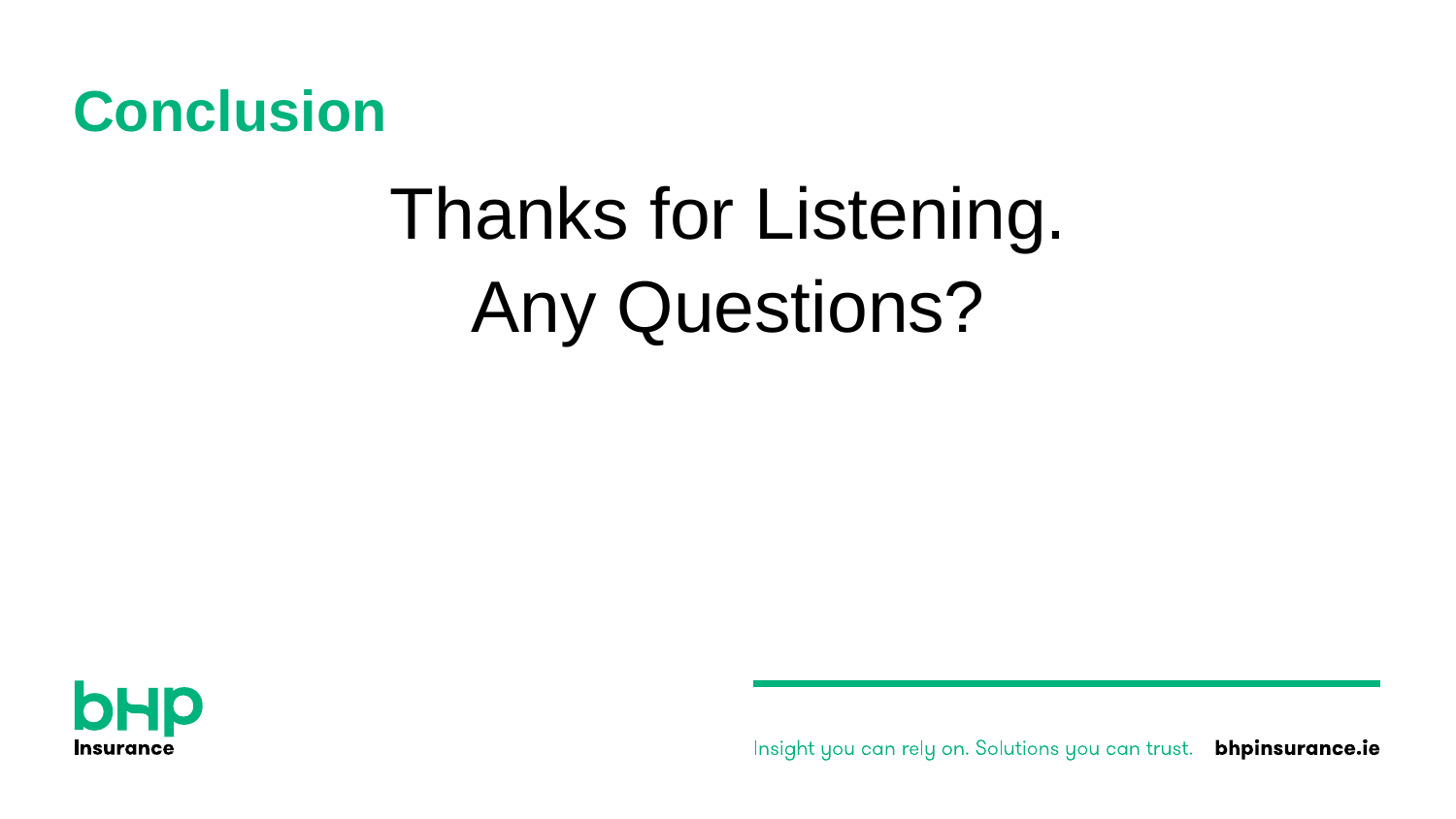# Conclusion

Thanks for Listening.
Any Questions?